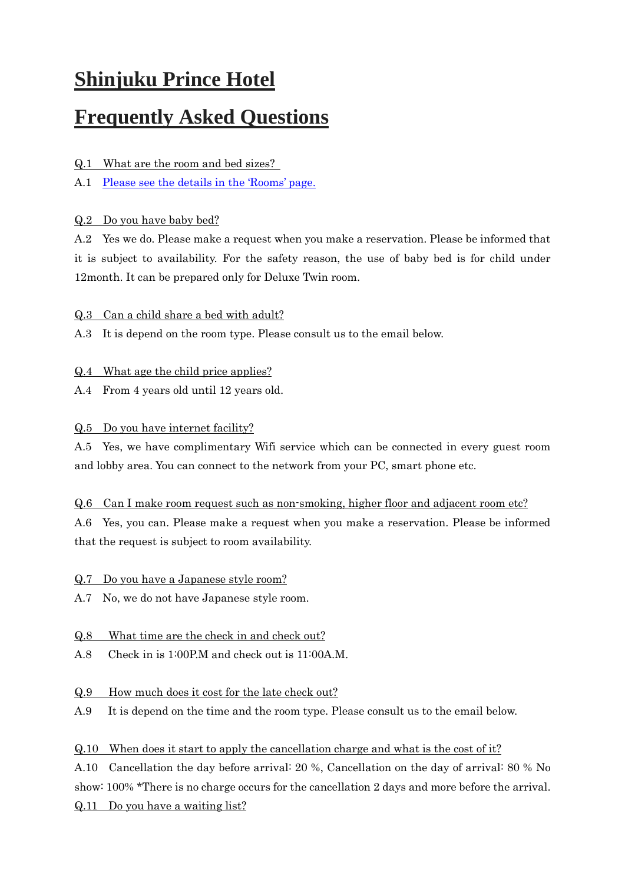# Shinjuku Prince Hotel

# Frequently Asked Questions

Q.1 What are the room and bed sizes?

A.1 [Please see the details in the 'Rooms' page.]

Q.2 Do you have baby bed?

A.2 Yes we do. Please make a request when you make a reservation. Please be informed that it is subject to availability. For the safety reason, the use of baby bed is for child under 12month. It can be prepared only for Deluxe Twin room.

Q.3 Can a child share a bed with adult?

A.3 It is depend on the room type. Please consult us to the email below.

Q.4 What age the child price applies?

A.4 From 4 years old until 12 years old.

Q.5 Do you have internet facility?

A.5 Yes, we have complimentary Wifi service which can be connected in every guest room and lobby area. You can connect to the network from your PC, smart phone etc.

Q.6 Can I make room request such as non-smoking, higher floor and adjacent room etc?

A.6 Yes, you can. Please make a request when you make a reservation. Please be informed that the request is subject to room availability.

Q.7 Do you have a Japanese style room?

A.7 No, we do not have Japanese style room.

Q.8 What time are the check in and check out?

A.8 Check in is 1:00P.M and check out is 11:00A.M.

Q.9 How much does it cost for the late check out?

A.9 It is depend on the time and the room type. Please consult us to the email below.

Q.10 When does it start to apply the cancellation charge and what is the cost of it?

A.10 Cancellation the day before arrival: 20 %, Cancellation on the day of arrival: 80 % No show: 100% *There is no charge occurs for the cancellation 2 days and more before the arrival.

Q.11 Do you have a waiting list?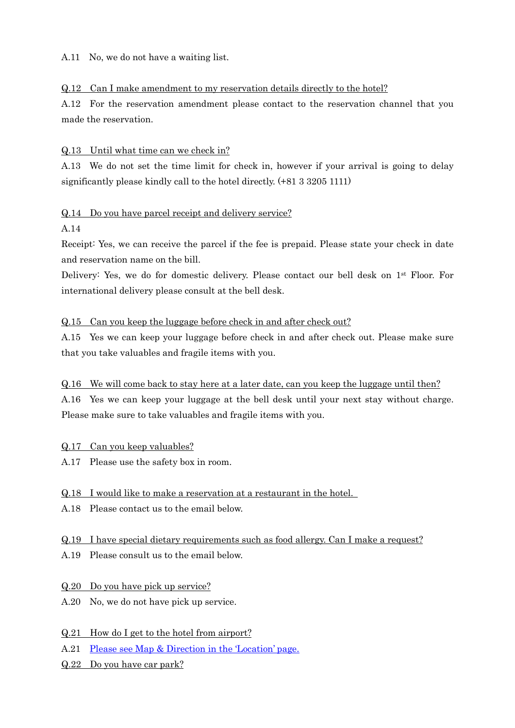A.11　No, we do not have a waiting list.

Q.12　Can I make amendment to my reservation details directly to the hotel?

A.12　For the reservation amendment please contact to the reservation channel that you made the reservation.

Q.13　Until what time can we check in?

A.13　We do not set the time limit for check in, however if your arrival is going to delay significantly please kindly call to the hotel directly. (+81 3 3205 1111)

Q.14　Do you have parcel receipt and delivery service?

A.14

Receipt: Yes, we can receive the parcel if the fee is prepaid. Please state your check in date and reservation name on the bill.

Delivery: Yes, we do for domestic delivery. Please contact our bell desk on 1st Floor. For international delivery please consult at the bell desk.

Q.15　Can you keep the luggage before check in and after check out?

A.15　Yes we can keep your luggage before check in and after check out. Please make sure that you take valuables and fragile items with you.

Q.16　We will come back to stay here at a later date, can you keep the luggage until then?

A.16　Yes we can keep your luggage at the bell desk until your next stay without charge. Please make sure to take valuables and fragile items with you.

Q.17　Can you keep valuables?

A.17　Please use the safety box in room.

Q.18　I would like to make a reservation at a restaurant in the hotel.

A.18　Please contact us to the email below.

Q.19　I have special dietary requirements such as food allergy. Can I make a request?

A.19　Please consult us to the email below.

Q.20　Do you have pick up service?

A.20　No, we do not have pick up service.

Q.21　How do I get to the hotel from airport?

A.21　Please see Map & Direction in the 'Location' page.

Q.22　Do you have car park?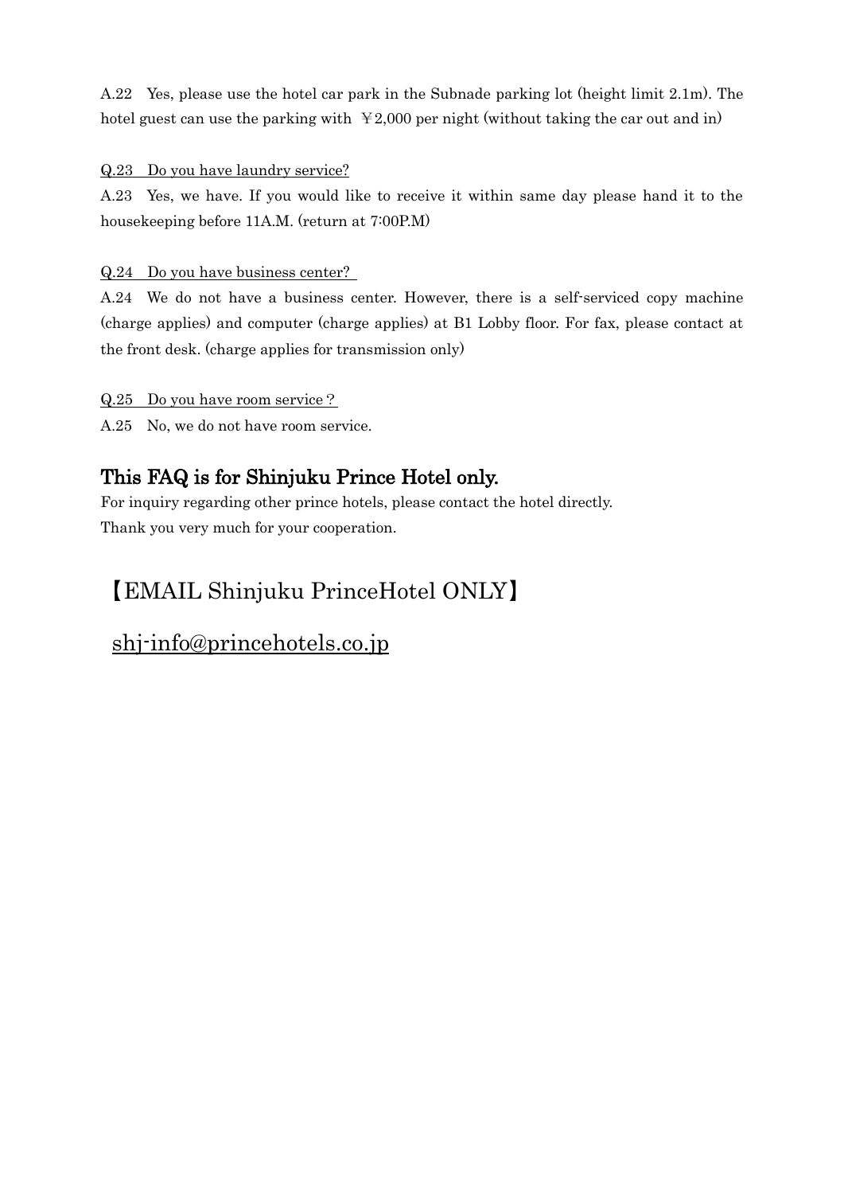A.22 Yes, please use the hotel car park in the Subnade parking lot (height limit 2.1m). The hotel guest can use the parking with ￥2,000 per night (without taking the car out and in)

Q.23 Do you have laundry service?

A.23 Yes, we have. If you would like to receive it within same day please hand it to the housekeeping before 11A.M. (return at 7:00P.M)

Q.24 Do you have business center?

A.24 We do not have a business center. However, there is a self-serviced copy machine (charge applies) and computer (charge applies) at B1 Lobby floor. For fax, please contact at the front desk. (charge applies for transmission only)

Q.25 Do you have room service？

A.25 No, we do not have room service.

## This FAQ is for Shinjuku Prince Hotel only.

For inquiry regarding other prince hotels, please contact the hotel directly.
Thank you very much for your cooperation.

## 【EMAIL Shinjuku PrinceHotel ONLY】

shj-info@princehotels.co.jp